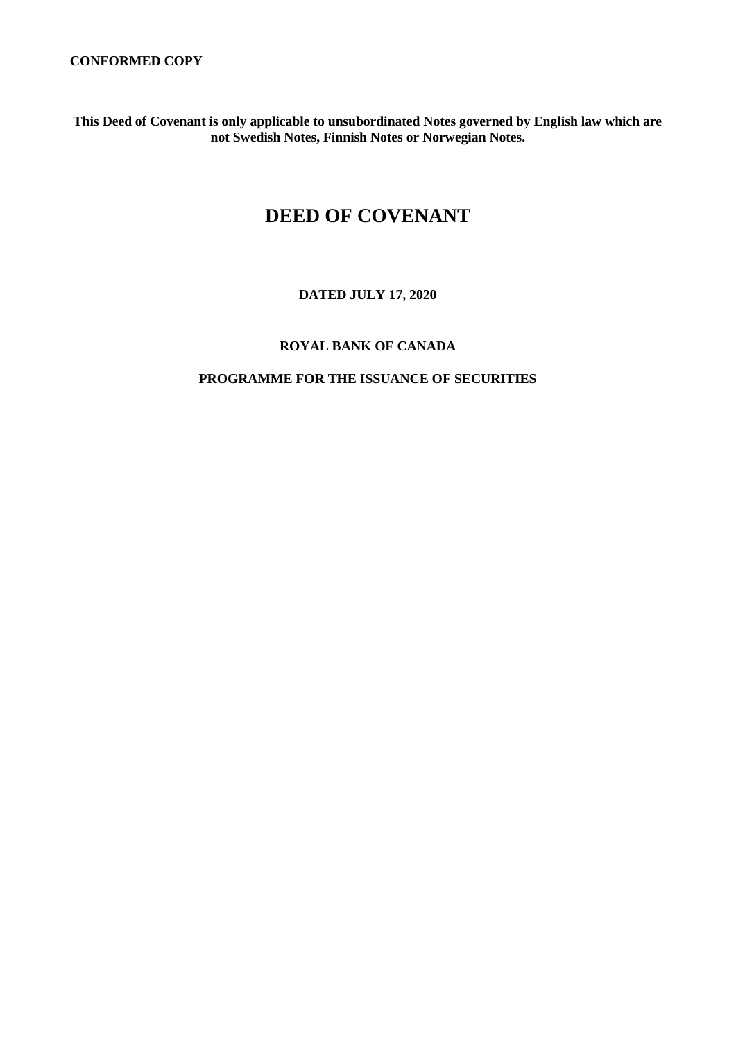**CONFORMED COPY**

**This Deed of Covenant is only applicable to unsubordinated Notes governed by English law which are not Swedish Notes, Finnish Notes or Norwegian Notes.**

# DEED OF COVENANT

**DATED JULY 17, 2020**

**ROYAL BANK OF CANADA**

**PROGRAMME FOR THE ISSUANCE OF SECURITIES**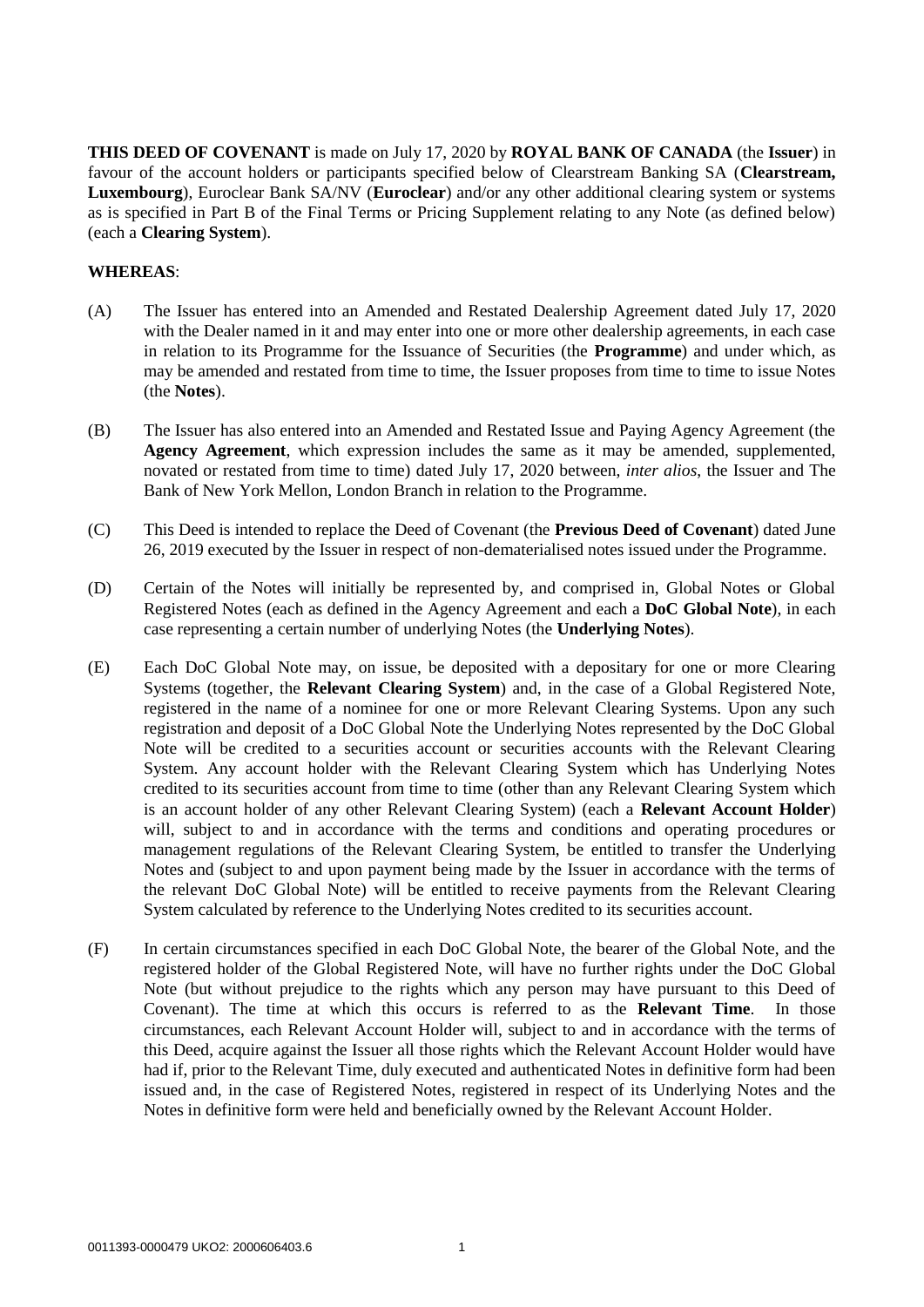**THIS DEED OF COVENANT** is made on July 17, 2020 by **ROYAL BANK OF CANADA** (the **Issuer**) in favour of the account holders or participants specified below of Clearstream Banking SA (**Clearstream, Luxembourg**), Euroclear Bank SA/NV (**Euroclear**) and/or any other additional clearing system or systems as is specified in Part B of the Final Terms or Pricing Supplement relating to any Note (as defined below) (each a **Clearing System**).

**WHEREAS**:

(A) The Issuer has entered into an Amended and Restated Dealership Agreement dated July 17, 2020 with the Dealer named in it and may enter into one or more other dealership agreements, in each case in relation to its Programme for the Issuance of Securities (the **Programme**) and under which, as may be amended and restated from time to time, the Issuer proposes from time to time to issue Notes (the **Notes**).

(B) The Issuer has also entered into an Amended and Restated Issue and Paying Agency Agreement (the **Agency Agreement**, which expression includes the same as it may be amended, supplemented, novated or restated from time to time) dated July 17, 2020 between, *inter alios*, the Issuer and The Bank of New York Mellon, London Branch in relation to the Programme.

(C) This Deed is intended to replace the Deed of Covenant (the **Previous Deed of Covenant**) dated June 26, 2019 executed by the Issuer in respect of non-dematerialised notes issued under the Programme.

(D) Certain of the Notes will initially be represented by, and comprised in, Global Notes or Global Registered Notes (each as defined in the Agency Agreement and each a **DoC Global Note**), in each case representing a certain number of underlying Notes (the **Underlying Notes**).

(E) Each DoC Global Note may, on issue, be deposited with a depositary for one or more Clearing Systems (together, the **Relevant Clearing System**) and, in the case of a Global Registered Note, registered in the name of a nominee for one or more Relevant Clearing Systems. Upon any such registration and deposit of a DoC Global Note the Underlying Notes represented by the DoC Global Note will be credited to a securities account or securities accounts with the Relevant Clearing System. Any account holder with the Relevant Clearing System which has Underlying Notes credited to its securities account from time to time (other than any Relevant Clearing System which is an account holder of any other Relevant Clearing System) (each a **Relevant Account Holder**) will, subject to and in accordance with the terms and conditions and operating procedures or management regulations of the Relevant Clearing System, be entitled to transfer the Underlying Notes and (subject to and upon payment being made by the Issuer in accordance with the terms of the relevant DoC Global Note) will be entitled to receive payments from the Relevant Clearing System calculated by reference to the Underlying Notes credited to its securities account.

(F) In certain circumstances specified in each DoC Global Note, the bearer of the Global Note, and the registered holder of the Global Registered Note, will have no further rights under the DoC Global Note (but without prejudice to the rights which any person may have pursuant to this Deed of Covenant). The time at which this occurs is referred to as the **Relevant Time**. In those circumstances, each Relevant Account Holder will, subject to and in accordance with the terms of this Deed, acquire against the Issuer all those rights which the Relevant Account Holder would have had if, prior to the Relevant Time, duly executed and authenticated Notes in definitive form had been issued and, in the case of Registered Notes, registered in respect of its Underlying Notes and the Notes in definitive form were held and beneficially owned by the Relevant Account Holder.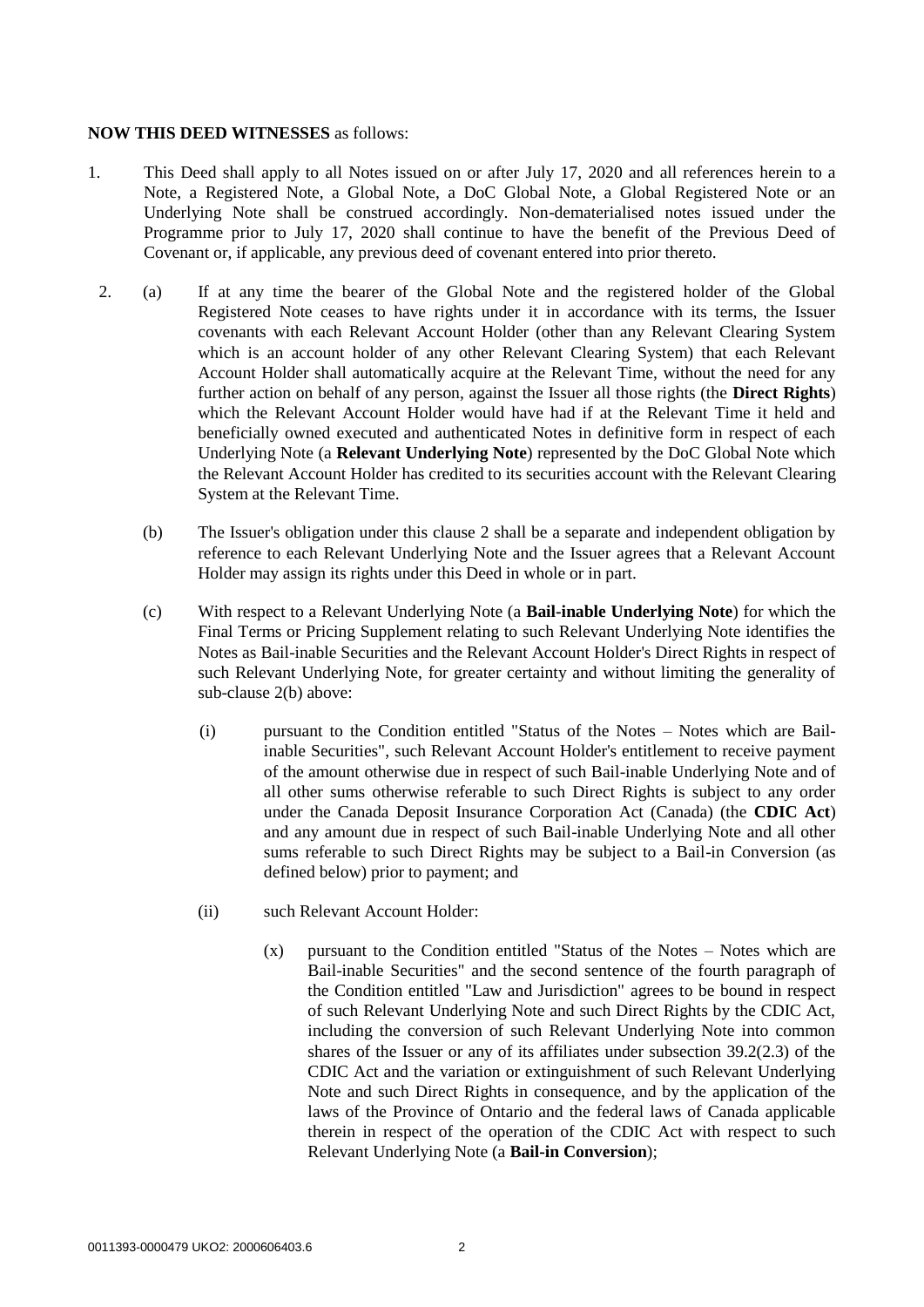**NOW THIS DEED WITNESSES** as follows:

1. This Deed shall apply to all Notes issued on or after July 17, 2020 and all references herein to a Note, a Registered Note, a Global Note, a DoC Global Note, a Global Registered Note or an Underlying Note shall be construed accordingly. Non-dematerialised notes issued under the Programme prior to July 17, 2020 shall continue to have the benefit of the Previous Deed of Covenant or, if applicable, any previous deed of covenant entered into prior thereto.

2. (a) If at any time the bearer of the Global Note and the registered holder of the Global Registered Note ceases to have rights under it in accordance with its terms, the Issuer covenants with each Relevant Account Holder (other than any Relevant Clearing System which is an account holder of any other Relevant Clearing System) that each Relevant Account Holder shall automatically acquire at the Relevant Time, without the need for any further action on behalf of any person, against the Issuer all those rights (the **Direct Rights**) which the Relevant Account Holder would have had if at the Relevant Time it held and beneficially owned executed and authenticated Notes in definitive form in respect of each Underlying Note (a **Relevant Underlying Note**) represented by the DoC Global Note which the Relevant Account Holder has credited to its securities account with the Relevant Clearing System at the Relevant Time.

   (b) The Issuer's obligation under this clause 2 shall be a separate and independent obligation by reference to each Relevant Underlying Note and the Issuer agrees that a Relevant Account Holder may assign its rights under this Deed in whole or in part.

   (c) With respect to a Relevant Underlying Note (a **Bail-inable Underlying Note**) for which the Final Terms or Pricing Supplement relating to such Relevant Underlying Note identifies the Notes as Bail-inable Securities and the Relevant Account Holder's Direct Rights in respect of such Relevant Underlying Note, for greater certainty and without limiting the generality of sub-clause 2(b) above:

      (i) pursuant to the Condition entitled "Status of the Notes – Notes which are Bail-inable Securities", such Relevant Account Holder's entitlement to receive payment of the amount otherwise due in respect of such Bail-inable Underlying Note and of all other sums otherwise referable to such Direct Rights is subject to any order under the Canada Deposit Insurance Corporation Act (Canada) (the **CDIC Act**) and any amount due in respect of such Bail-inable Underlying Note and all other sums referable to such Direct Rights may be subject to a Bail-in Conversion (as defined below) prior to payment; and

      (ii) such Relevant Account Holder:

         (x) pursuant to the Condition entitled "Status of the Notes – Notes which are Bail-inable Securities" and the second sentence of the fourth paragraph of the Condition entitled "Law and Jurisdiction" agrees to be bound in respect of such Relevant Underlying Note and such Direct Rights by the CDIC Act, including the conversion of such Relevant Underlying Note into common shares of the Issuer or any of its affiliates under subsection 39.2(2.3) of the CDIC Act and the variation or extinguishment of such Relevant Underlying Note and such Direct Rights in consequence, and by the application of the laws of the Province of Ontario and the federal laws of Canada applicable therein in respect of the operation of the CDIC Act with respect to such Relevant Underlying Note (a **Bail-in Conversion**);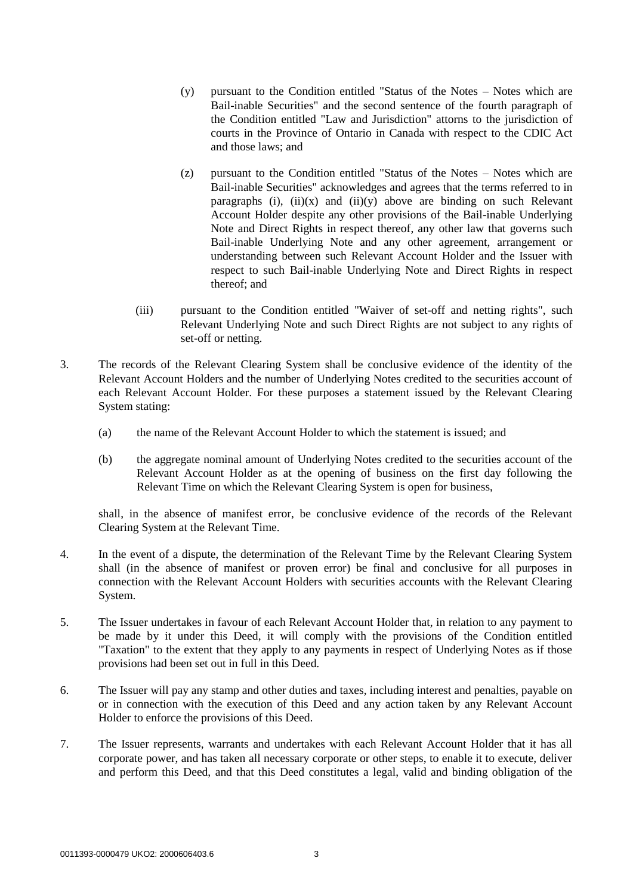(y) pursuant to the Condition entitled "Status of the Notes – Notes which are Bail-inable Securities" and the second sentence of the fourth paragraph of the Condition entitled "Law and Jurisdiction" attorns to the jurisdiction of courts in the Province of Ontario in Canada with respect to the CDIC Act and those laws; and

(z) pursuant to the Condition entitled "Status of the Notes – Notes which are Bail-inable Securities" acknowledges and agrees that the terms referred to in paragraphs (i), (ii)(x) and (ii)(y) above are binding on such Relevant Account Holder despite any other provisions of the Bail-inable Underlying Note and Direct Rights in respect thereof, any other law that governs such Bail-inable Underlying Note and any other agreement, arrangement or understanding between such Relevant Account Holder and the Issuer with respect to such Bail-inable Underlying Note and Direct Rights in respect thereof; and

(iii) pursuant to the Condition entitled "Waiver of set-off and netting rights", such Relevant Underlying Note and such Direct Rights are not subject to any rights of set-off or netting.

3. The records of the Relevant Clearing System shall be conclusive evidence of the identity of the Relevant Account Holders and the number of Underlying Notes credited to the securities account of each Relevant Account Holder. For these purposes a statement issued by the Relevant Clearing System stating:

   (a) the name of the Relevant Account Holder to which the statement is issued; and

   (b) the aggregate nominal amount of Underlying Notes credited to the securities account of the Relevant Account Holder as at the opening of business on the first day following the Relevant Time on which the Relevant Clearing System is open for business,

   shall, in the absence of manifest error, be conclusive evidence of the records of the Relevant Clearing System at the Relevant Time.

4. In the event of a dispute, the determination of the Relevant Time by the Relevant Clearing System shall (in the absence of manifest or proven error) be final and conclusive for all purposes in connection with the Relevant Account Holders with securities accounts with the Relevant Clearing System.

5. The Issuer undertakes in favour of each Relevant Account Holder that, in relation to any payment to be made by it under this Deed, it will comply with the provisions of the Condition entitled "Taxation" to the extent that they apply to any payments in respect of Underlying Notes as if those provisions had been set out in full in this Deed.

6. The Issuer will pay any stamp and other duties and taxes, including interest and penalties, payable on or in connection with the execution of this Deed and any action taken by any Relevant Account Holder to enforce the provisions of this Deed.

7. The Issuer represents, warrants and undertakes with each Relevant Account Holder that it has all corporate power, and has taken all necessary corporate or other steps, to enable it to execute, deliver and perform this Deed, and that this Deed constitutes a legal, valid and binding obligation of the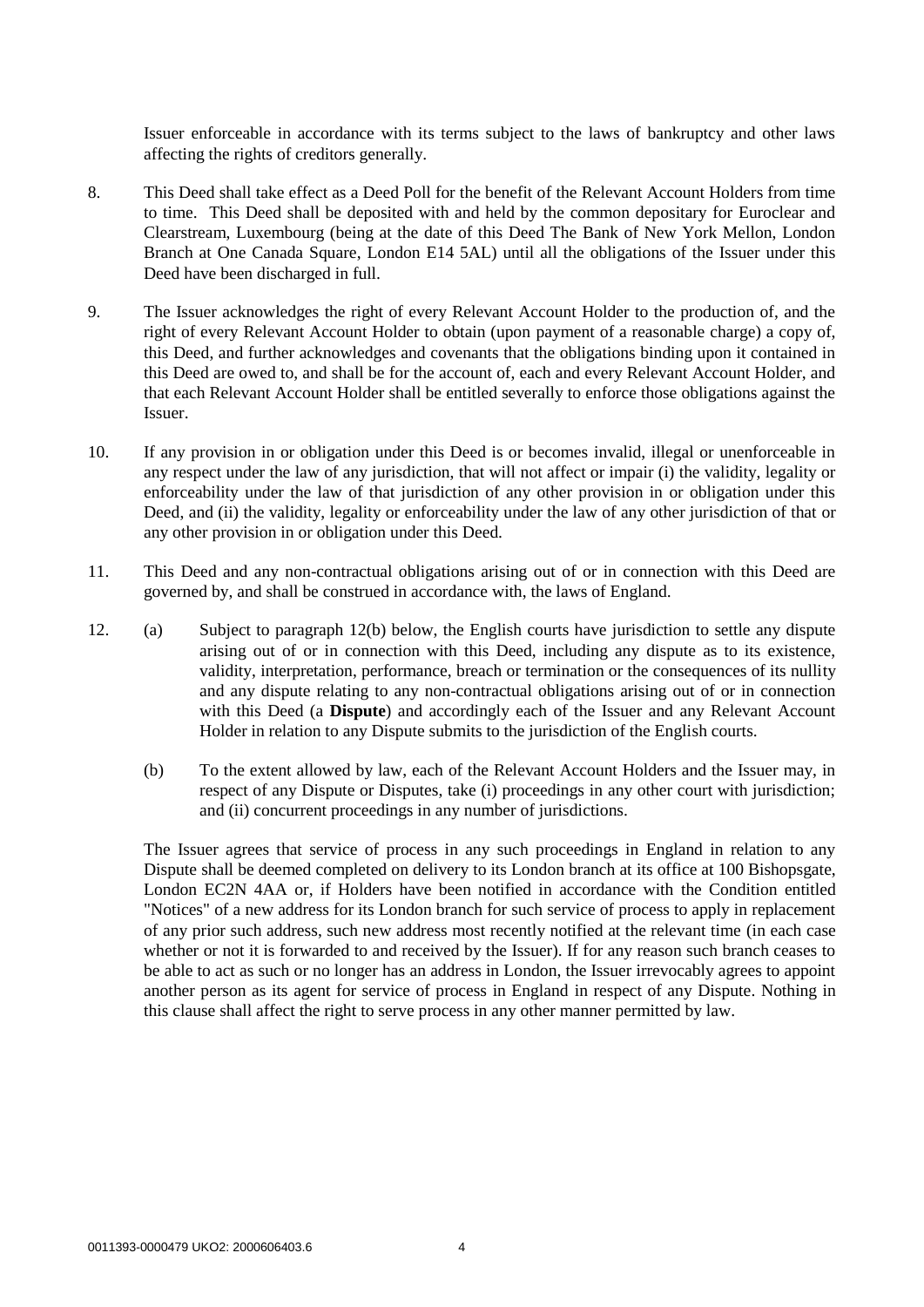Issuer enforceable in accordance with its terms subject to the laws of bankruptcy and other laws affecting the rights of creditors generally.

8. This Deed shall take effect as a Deed Poll for the benefit of the Relevant Account Holders from time to time. This Deed shall be deposited with and held by the common depositary for Euroclear and Clearstream, Luxembourg (being at the date of this Deed The Bank of New York Mellon, London Branch at One Canada Square, London E14 5AL) until all the obligations of the Issuer under this Deed have been discharged in full.

9. The Issuer acknowledges the right of every Relevant Account Holder to the production of, and the right of every Relevant Account Holder to obtain (upon payment of a reasonable charge) a copy of, this Deed, and further acknowledges and covenants that the obligations binding upon it contained in this Deed are owed to, and shall be for the account of, each and every Relevant Account Holder, and that each Relevant Account Holder shall be entitled severally to enforce those obligations against the Issuer.

10. If any provision in or obligation under this Deed is or becomes invalid, illegal or unenforceable in any respect under the law of any jurisdiction, that will not affect or impair (i) the validity, legality or enforceability under the law of that jurisdiction of any other provision in or obligation under this Deed, and (ii) the validity, legality or enforceability under the law of any other jurisdiction of that or any other provision in or obligation under this Deed.

11. This Deed and any non-contractual obligations arising out of or in connection with this Deed are governed by, and shall be construed in accordance with, the laws of England.

12. (a) Subject to paragraph 12(b) below, the English courts have jurisdiction to settle any dispute arising out of or in connection with this Deed, including any dispute as to its existence, validity, interpretation, performance, breach or termination or the consequences of its nullity and any dispute relating to any non-contractual obligations arising out of or in connection with this Deed (a **Dispute**) and accordingly each of the Issuer and any Relevant Account Holder in relation to any Dispute submits to the jurisdiction of the English courts.

    (b) To the extent allowed by law, each of the Relevant Account Holders and the Issuer may, in respect of any Dispute or Disputes, take (i) proceedings in any other court with jurisdiction; and (ii) concurrent proceedings in any number of jurisdictions.

    The Issuer agrees that service of process in any such proceedings in England in relation to any Dispute shall be deemed completed on delivery to its London branch at its office at 100 Bishopsgate, London EC2N 4AA or, if Holders have been notified in accordance with the Condition entitled "Notices" of a new address for its London branch for such service of process to apply in replacement of any prior such address, such new address most recently notified at the relevant time (in each case whether or not it is forwarded to and received by the Issuer). If for any reason such branch ceases to be able to act as such or no longer has an address in London, the Issuer irrevocably agrees to appoint another person as its agent for service of process in England in respect of any Dispute. Nothing in this clause shall affect the right to serve process in any other manner permitted by law.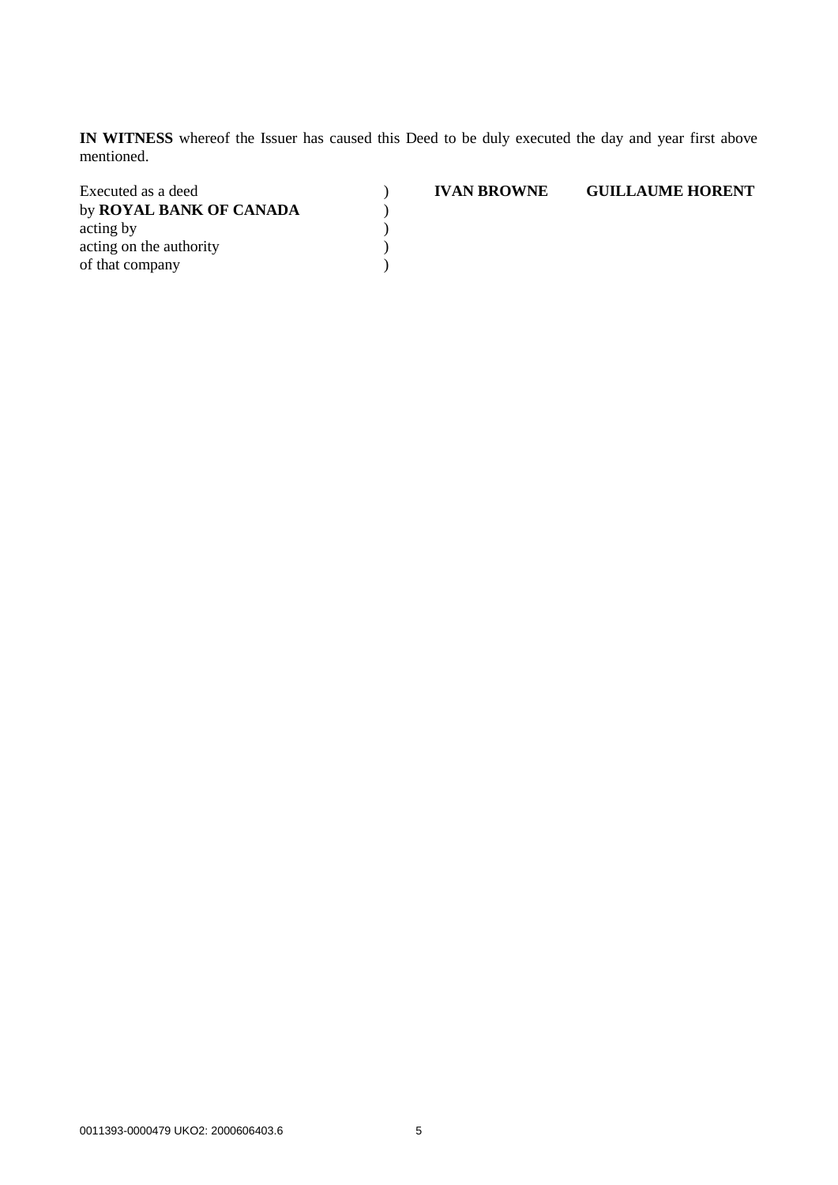**IN WITNESS** whereof the Issuer has caused this Deed to be duly executed the day and year first above mentioned.

| | | | |
|---|---|---|---|
| Executed as a deed | ) | **IVAN BROWNE** | **GUILLAUME HORENT** |
| by **ROYAL BANK OF CANADA** | ) | | |
| acting by | ) | | |
| acting on the authority | ) | | |
| of that company | ) | | |

0011393-0000479 UKO2: 2000606403.6